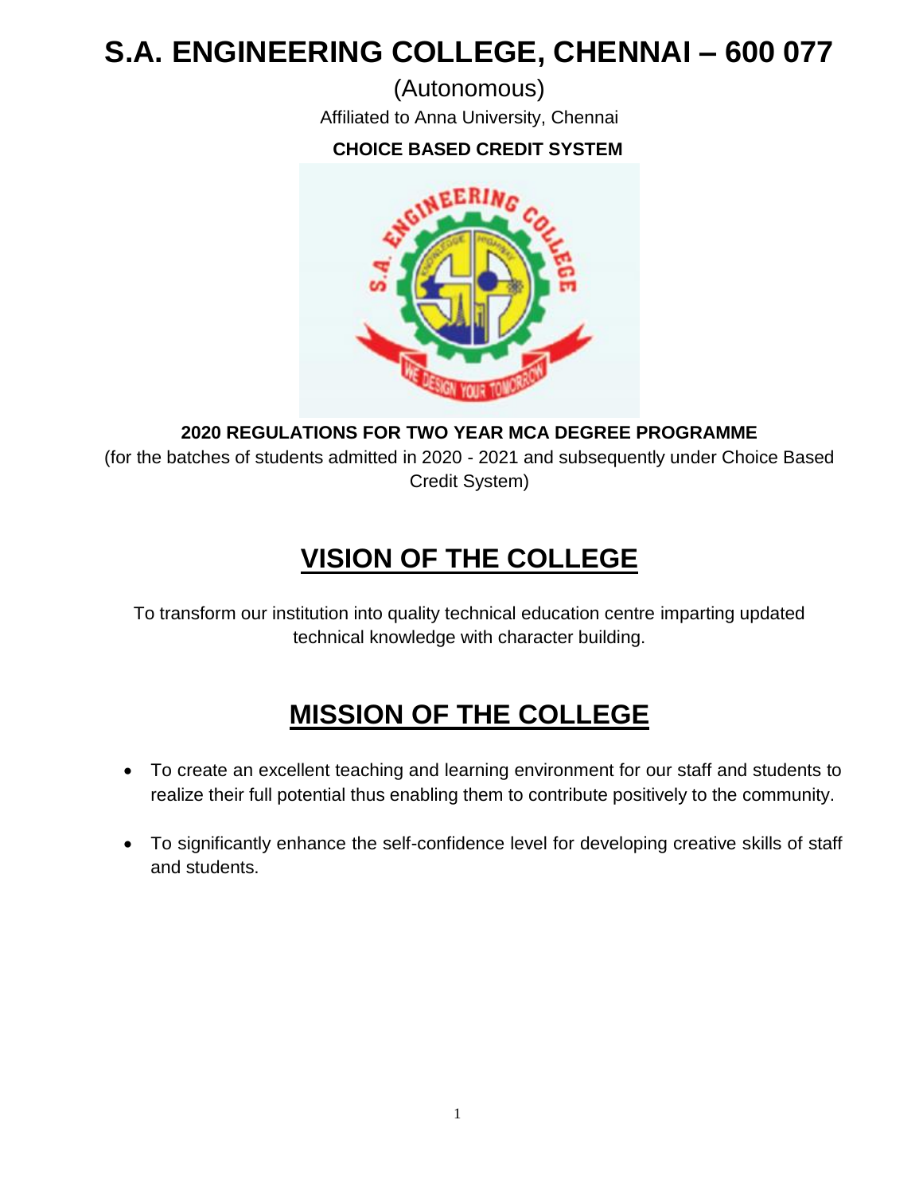# S.A. ENGINEERING COLLEGE, CHENNAI – 600 077

(Autonomous)

Affiliated to Anna University, Chennai

**CHOICE BASED CREDIT SYSTEM**

**2020 REGULATIONS FOR TWO YEAR MCA DEGREE PROGRAMME**

(for the batches of students admitted in 2020 - 2021 and subsequently under Choice Based Credit System)

## VISION OF THE COLLEGE

To transform our institution into quality technical education centre imparting updated technical knowledge with character building.

## MISSION OF THE COLLEGE

- To create an excellent teaching and learning environment for our staff and students to realize their full potential thus enabling them to contribute positively to the community.
- To significantly enhance the self-confidence level for developing creative skills of staff and students.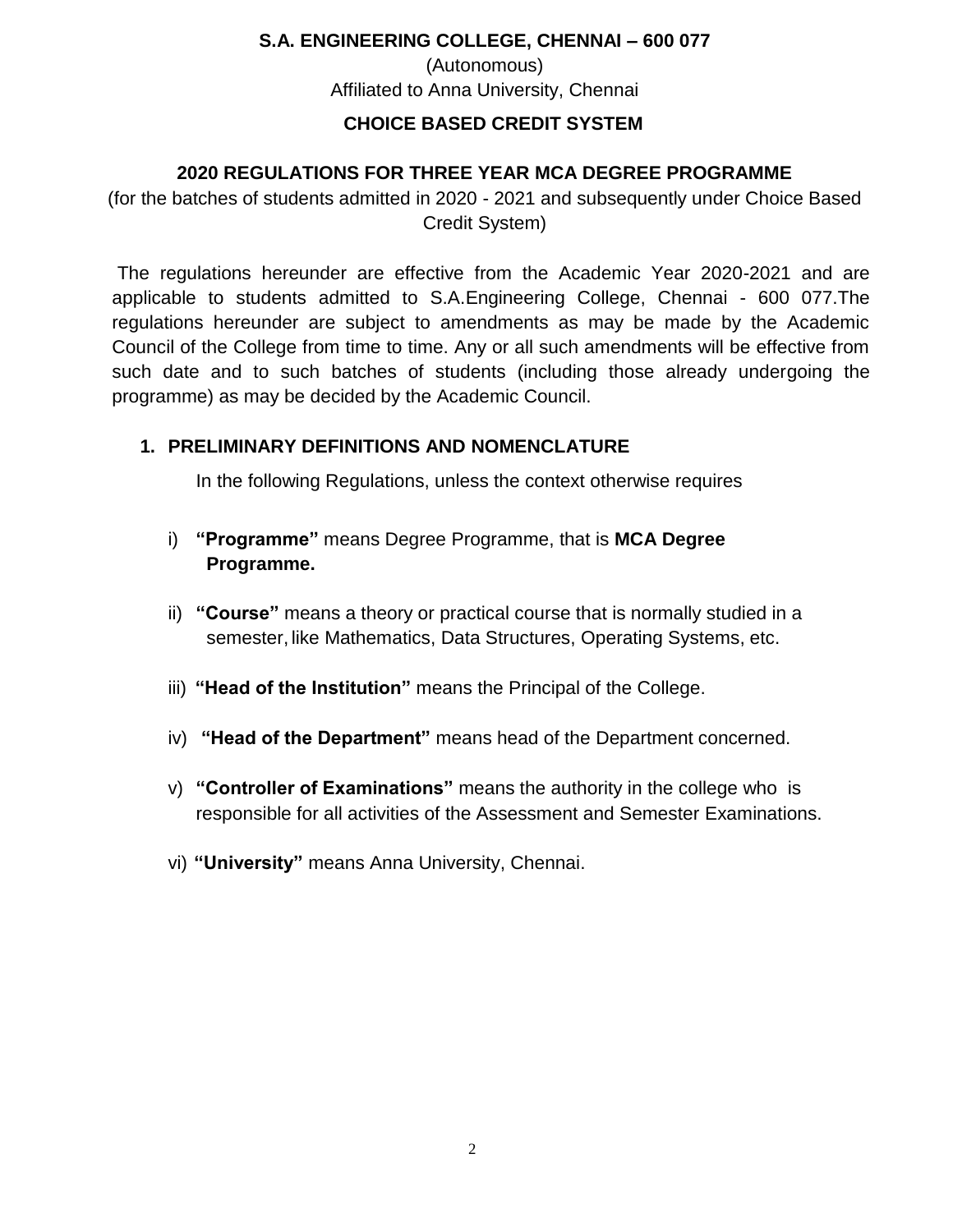**S.A. ENGINEERING COLLEGE, CHENNAI – 600 077**

(Autonomous)

Affiliated to Anna University, Chennai

**CHOICE BASED CREDIT SYSTEM**

**2020 REGULATIONS FOR THREE YEAR MCA DEGREE PROGRAMME**

(for the batches of students admitted in 2020 - 2021 and subsequently under Choice Based Credit System)

The regulations hereunder are effective from the Academic Year 2020-2021 and are applicable to students admitted to S.A.Engineering College, Chennai - 600 077.The regulations hereunder are subject to amendments as may be made by the Academic Council of the College from time to time. Any or all such amendments will be effective from such date and to such batches of students (including those already undergoing the programme) as may be decided by the Academic Council.

## 1. PRELIMINARY DEFINITIONS AND NOMENCLATURE

In the following Regulations, unless the context otherwise requires

i) **"Programme"** means Degree Programme, that is **MCA Degree Programme.**

ii) **"Course"** means a theory or practical course that is normally studied in a semester, like Mathematics, Data Structures, Operating Systems, etc.

iii) **"Head of the Institution"** means the Principal of the College.

iv) **"Head of the Department"** means head of the Department concerned.

v) **"Controller of Examinations"** means the authority in the college who is responsible for all activities of the Assessment and Semester Examinations.

vi) **"University"** means Anna University, Chennai.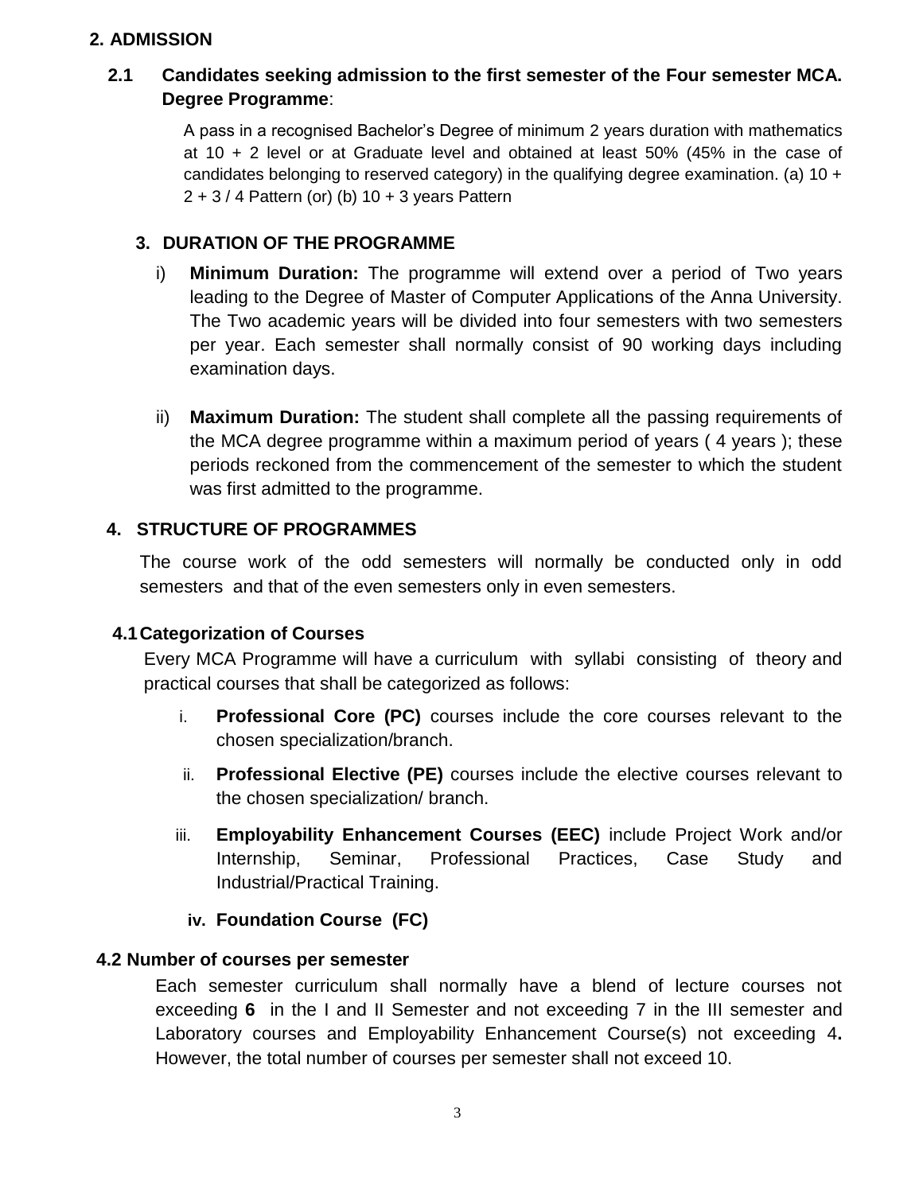## 2. ADMISSION

### 2.1 Candidates seeking admission to the first semester of the Four semester MCA. Degree Programme:

A pass in a recognised Bachelor's Degree of minimum 2 years duration with mathematics at 10 + 2 level or at Graduate level and obtained at least 50% (45% in the case of candidates belonging to reserved category) in the qualifying degree examination. (a) 10 + 2 + 3 / 4 Pattern (or) (b) 10 + 3 years Pattern

## 3. DURATION OF THE PROGRAMME

i) **Minimum Duration:** The programme will extend over a period of Two years leading to the Degree of Master of Computer Applications of the Anna University. The Two academic years will be divided into four semesters with two semesters per year. Each semester shall normally consist of 90 working days including examination days.

ii) **Maximum Duration:** The student shall complete all the passing requirements of the MCA degree programme within a maximum period of years ( 4 years ); these periods reckoned from the commencement of the semester to which the student was first admitted to the programme.

## 4. STRUCTURE OF PROGRAMMES

The course work of the odd semesters will normally be conducted only in odd semesters and that of the even semesters only in even semesters.

### 4.1 Categorization of Courses

Every MCA Programme will have a curriculum with syllabi consisting of theory and practical courses that shall be categorized as follows:

i. **Professional Core (PC)** courses include the core courses relevant to the chosen specialization/branch.

ii. **Professional Elective (PE)** courses include the elective courses relevant to the chosen specialization/ branch.

iii. **Employability Enhancement Courses (EEC)** include Project Work and/or Internship, Seminar, Professional Practices, Case Study and Industrial/Practical Training.

iv. **Foundation Course (FC)**

### 4.2 Number of courses per semester

Each semester curriculum shall normally have a blend of lecture courses not exceeding **6** in the I and II Semester and not exceeding 7 in the III semester and Laboratory courses and Employability Enhancement Course(s) not exceeding 4**.** However, the total number of courses per semester shall not exceed 10.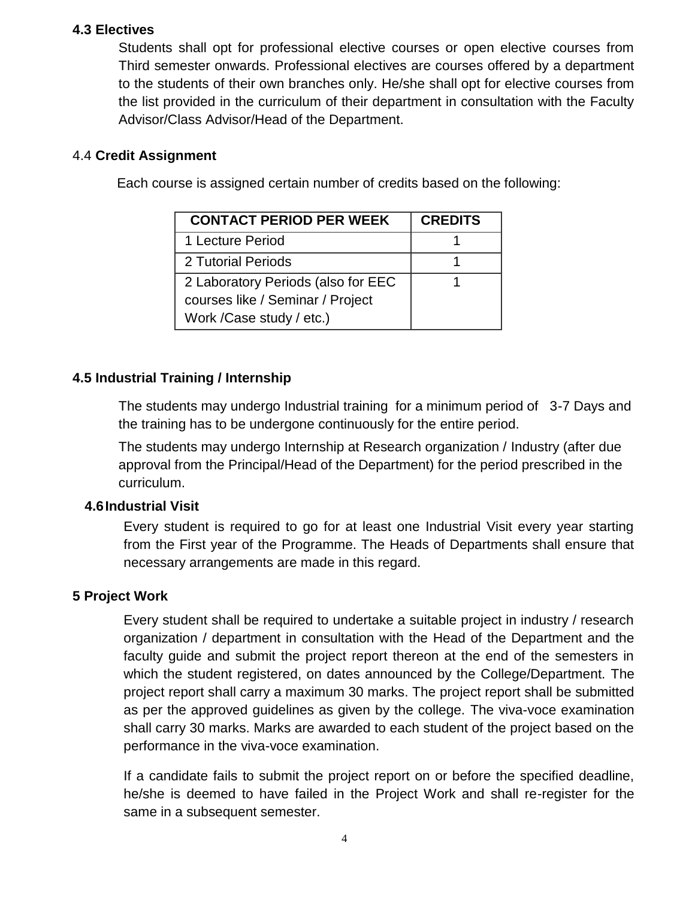### 4.3 Electives

Students shall opt for professional elective courses or open elective courses from Third semester onwards. Professional electives are courses offered by a department to the students of their own branches only. He/she shall opt for elective courses from the list provided in the curriculum of their department in consultation with the Faculty Advisor/Class Advisor/Head of the Department.

### 4.4 Credit Assignment

Each course is assigned certain number of credits based on the following:

| CONTACT PERIOD PER WEEK | CREDITS |
|---|---|
| 1 Lecture Period | 1 |
| 2 Tutorial Periods | 1 |
| 2 Laboratory Periods (also for EEC courses like / Seminar / Project Work /Case study / etc.) | 1 |

### 4.5 Industrial Training / Internship

The students may undergo Industrial training for a minimum period of 3-7 Days and the training has to be undergone continuously for the entire period.

The students may undergo Internship at Research organization / Industry (after due approval from the Principal/Head of the Department) for the period prescribed in the curriculum.

### 4.6 Industrial Visit

Every student is required to go for at least one Industrial Visit every year starting from the First year of the Programme. The Heads of Departments shall ensure that necessary arrangements are made in this regard.

## 5 Project Work

Every student shall be required to undertake a suitable project in industry / research organization / department in consultation with the Head of the Department and the faculty guide and submit the project report thereon at the end of the semesters in which the student registered, on dates announced by the College/Department. The project report shall carry a maximum 30 marks. The project report shall be submitted as per the approved guidelines as given by the college. The viva-voce examination shall carry 30 marks. Marks are awarded to each student of the project based on the performance in the viva-voce examination.

If a candidate fails to submit the project report on or before the specified deadline, he/she is deemed to have failed in the Project Work and shall re-register for the same in a subsequent semester.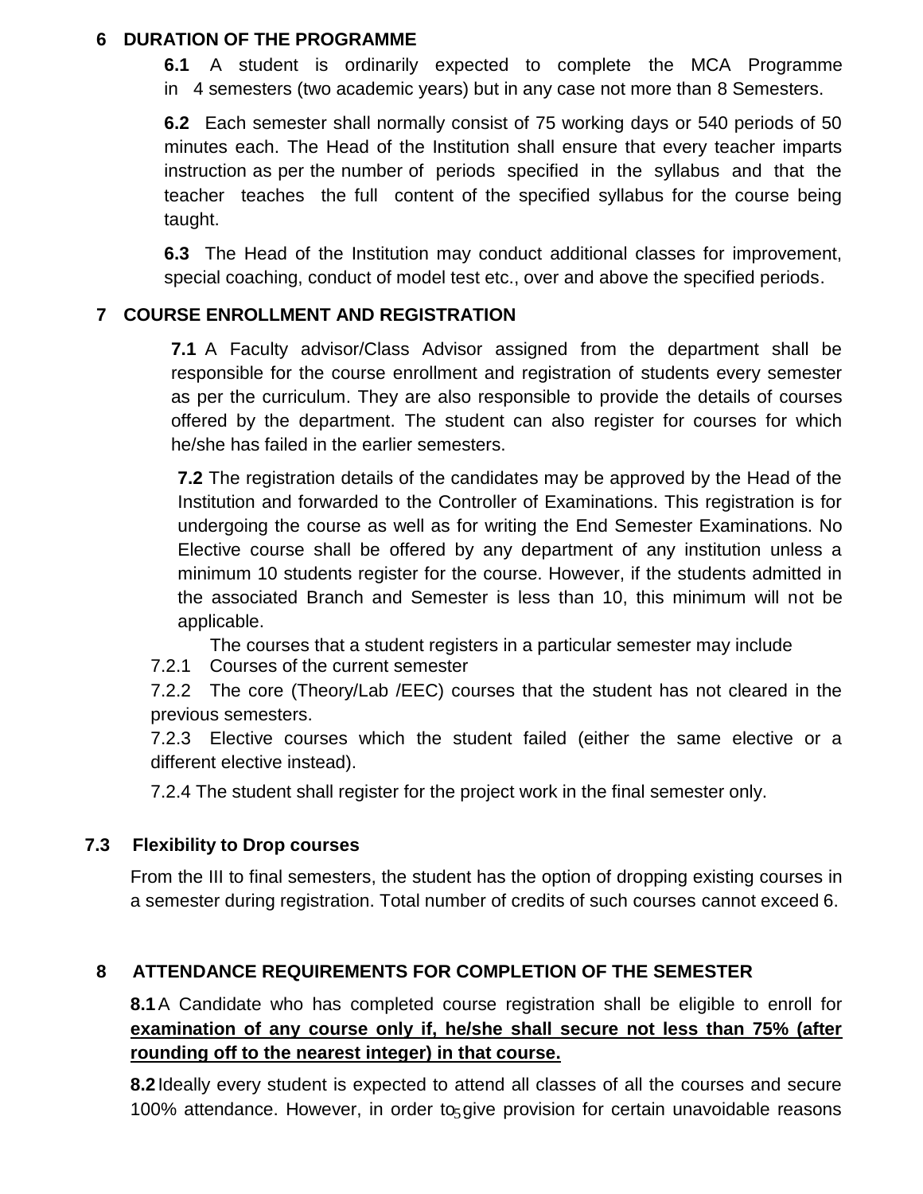## 6 DURATION OF THE PROGRAMME

**6.1** A student is ordinarily expected to complete the MCA Programme in 4 semesters (two academic years) but in any case not more than 8 Semesters.

**6.2** Each semester shall normally consist of 75 working days or 540 periods of 50 minutes each. The Head of the Institution shall ensure that every teacher imparts instruction as per the number of periods specified in the syllabus and that the teacher teaches the full content of the specified syllabus for the course being taught.

**6.3** The Head of the Institution may conduct additional classes for improvement, special coaching, conduct of model test etc., over and above the specified periods.

## 7 COURSE ENROLLMENT AND REGISTRATION

**7.1** A Faculty advisor/Class Advisor assigned from the department shall be responsible for the course enrollment and registration of students every semester as per the curriculum. They are also responsible to provide the details of courses offered by the department. The student can also register for courses for which he/she has failed in the earlier semesters.

**7.2** The registration details of the candidates may be approved by the Head of the Institution and forwarded to the Controller of Examinations. This registration is for undergoing the course as well as for writing the End Semester Examinations. No Elective course shall be offered by any department of any institution unless a minimum 10 students register for the course. However, if the students admitted in the associated Branch and Semester is less than 10, this minimum will not be applicable.

The courses that a student registers in a particular semester may include

7.2.1 Courses of the current semester

7.2.2 The core (Theory/Lab /EEC) courses that the student has not cleared in the previous semesters.

7.2.3 Elective courses which the student failed (either the same elective or a different elective instead).

7.2.4 The student shall register for the project work in the final semester only.

### 7.3 Flexibility to Drop courses

From the III to final semesters, the student has the option of dropping existing courses in a semester during registration. Total number of credits of such courses cannot exceed 6.

## 8 ATTENDANCE REQUIREMENTS FOR COMPLETION OF THE SEMESTER

**8.1** A Candidate who has completed course registration shall be eligible to enroll for **examination of any course only if, he/she shall secure not less than 75% (after rounding off to the nearest integer) in that course.**

**8.2** Ideally every student is expected to attend all classes of all the courses and secure 100% attendance. However, in order to give provision for certain unavoidable reasons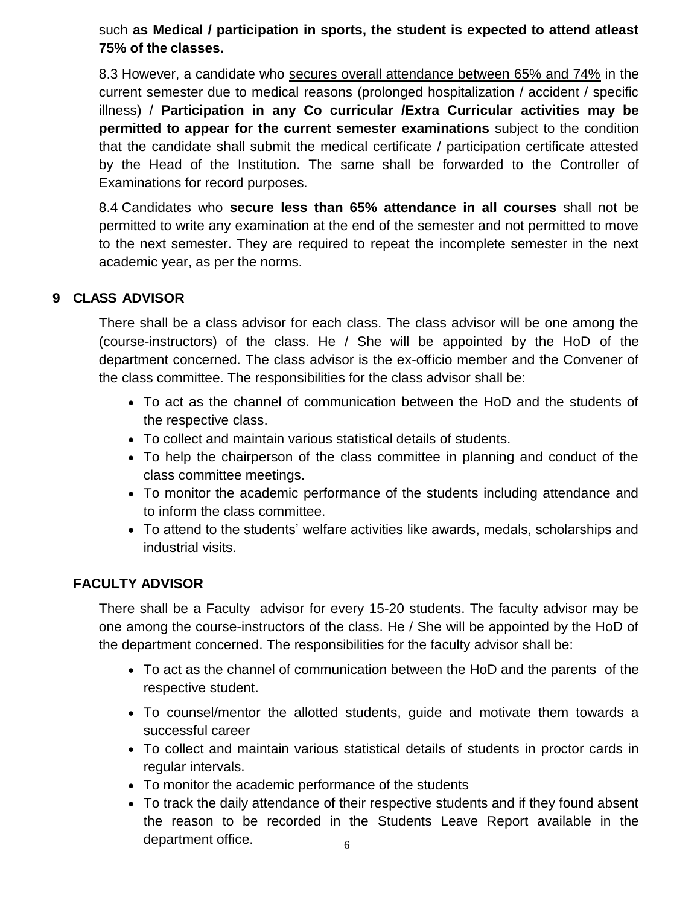such **as Medical / participation in sports, the student is expected to attend atleast 75% of the classes.**

8.3 However, a candidate who secures overall attendance between 65% and 74% in the current semester due to medical reasons (prolonged hospitalization / accident / specific illness) / **Participation in any Co curricular /Extra Curricular activities may be permitted to appear for the current semester examinations** subject to the condition that the candidate shall submit the medical certificate / participation certificate attested by the Head of the Institution. The same shall be forwarded to the Controller of Examinations for record purposes.

8.4 Candidates who **secure less than 65% attendance in all courses** shall not be permitted to write any examination at the end of the semester and not permitted to move to the next semester. They are required to repeat the incomplete semester in the next academic year, as per the norms.

## 9 CLASS ADVISOR

There shall be a class advisor for each class. The class advisor will be one among the (course-instructors) of the class. He / She will be appointed by the HoD of the department concerned. The class advisor is the ex-officio member and the Convener of the class committee. The responsibilities for the class advisor shall be:

- To act as the channel of communication between the HoD and the students of the respective class.
- To collect and maintain various statistical details of students.
- To help the chairperson of the class committee in planning and conduct of the class committee meetings.
- To monitor the academic performance of the students including attendance and to inform the class committee.
- To attend to the students' welfare activities like awards, medals, scholarships and industrial visits.

## FACULTY ADVISOR

There shall be a Faculty advisor for every 15-20 students. The faculty advisor may be one among the course-instructors of the class. He / She will be appointed by the HoD of the department concerned. The responsibilities for the faculty advisor shall be:

- To act as the channel of communication between the HoD and the parents of the respective student.
- To counsel/mentor the allotted students, guide and motivate them towards a successful career
- To collect and maintain various statistical details of students in proctor cards in regular intervals.
- To monitor the academic performance of the students
- To track the daily attendance of their respective students and if they found absent the reason to be recorded in the Students Leave Report available in the department office.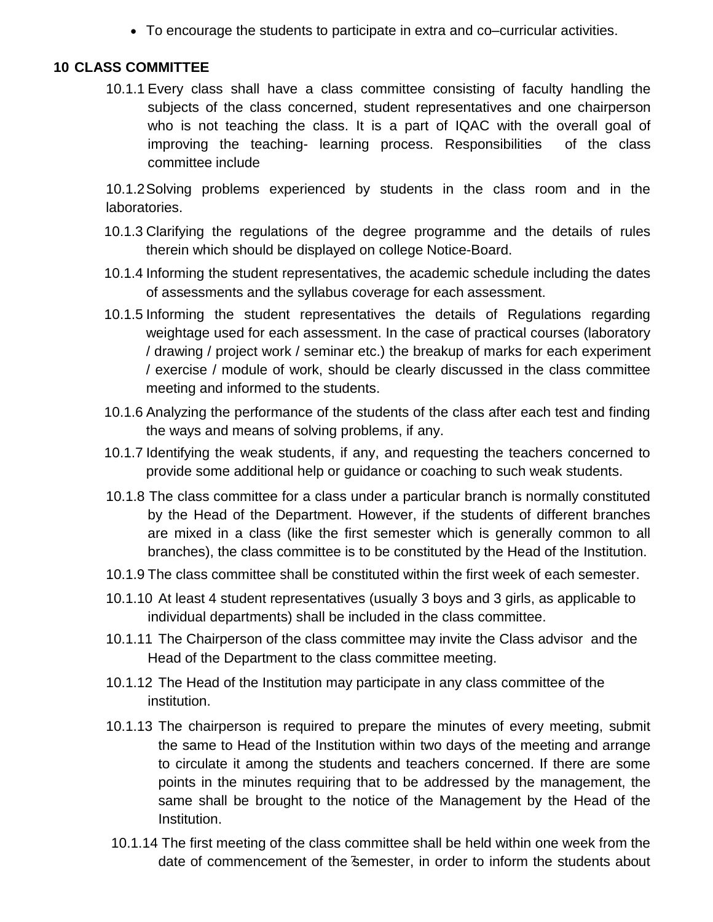- To encourage the students to participate in extra and co–curricular activities.

## 10 CLASS COMMITTEE

10.1.1 Every class shall have a class committee consisting of faculty handling the subjects of the class concerned, student representatives and one chairperson who is not teaching the class. It is a part of IQAC with the overall goal of improving the teaching- learning process. Responsibilities of the class committee include

10.1.2 Solving problems experienced by students in the class room and in the laboratories.

10.1.3 Clarifying the regulations of the degree programme and the details of rules therein which should be displayed on college Notice-Board.

10.1.4 Informing the student representatives, the academic schedule including the dates of assessments and the syllabus coverage for each assessment.

10.1.5 Informing the student representatives the details of Regulations regarding weightage used for each assessment. In the case of practical courses (laboratory / drawing / project work / seminar etc.) the breakup of marks for each experiment / exercise / module of work, should be clearly discussed in the class committee meeting and informed to the students.

10.1.6 Analyzing the performance of the students of the class after each test and finding the ways and means of solving problems, if any.

10.1.7 Identifying the weak students, if any, and requesting the teachers concerned to provide some additional help or guidance or coaching to such weak students.

10.1.8 The class committee for a class under a particular branch is normally constituted by the Head of the Department. However, if the students of different branches are mixed in a class (like the first semester which is generally common to all branches), the class committee is to be constituted by the Head of the Institution.

10.1.9 The class committee shall be constituted within the first week of each semester.

10.1.10 At least 4 student representatives (usually 3 boys and 3 girls, as applicable to individual departments) shall be included in the class committee.

10.1.11 The Chairperson of the class committee may invite the Class advisor and the Head of the Department to the class committee meeting.

10.1.12 The Head of the Institution may participate in any class committee of the institution.

10.1.13 The chairperson is required to prepare the minutes of every meeting, submit the same to Head of the Institution within two days of the meeting and arrange to circulate it among the students and teachers concerned. If there are some points in the minutes requiring that to be addressed by the management, the same shall be brought to the notice of the Management by the Head of the Institution.

10.1.14 The first meeting of the class committee shall be held within one week from the date of commencement of the semester, in order to inform the students about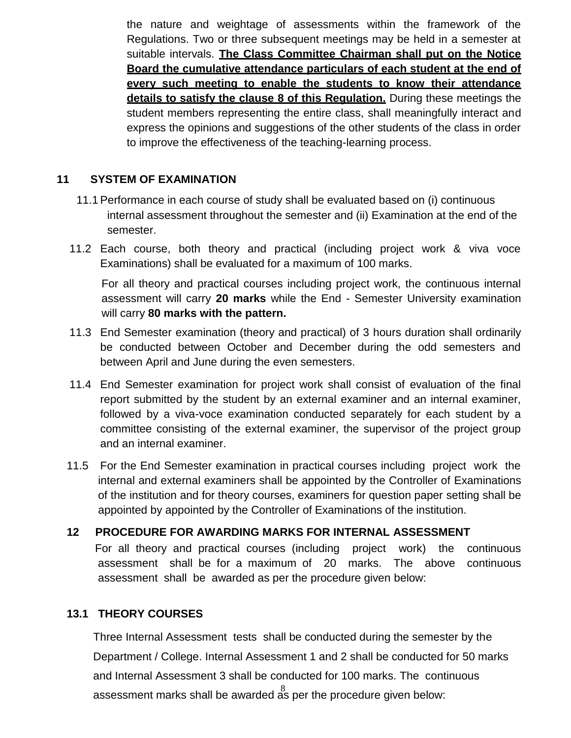the nature and weightage of assessments within the framework of the Regulations. Two or three subsequent meetings may be held in a semester at suitable intervals. **The Class Committee Chairman shall put on the Notice Board the cumulative attendance particulars of each student at the end of every such meeting to enable the students to know their attendance details to satisfy the clause 8 of this Regulation.** During these meetings the student members representing the entire class, shall meaningfully interact and express the opinions and suggestions of the other students of the class in order to improve the effectiveness of the teaching-learning process.

## 11 SYSTEM OF EXAMINATION

11.1 Performance in each course of study shall be evaluated based on (i) continuous internal assessment throughout the semester and (ii) Examination at the end of the semester.

11.2 Each course, both theory and practical (including project work & viva voce Examinations) shall be evaluated for a maximum of 100 marks.

For all theory and practical courses including project work, the continuous internal assessment will carry **20 marks** while the End - Semester University examination will carry **80 marks with the pattern.**

11.3 End Semester examination (theory and practical) of 3 hours duration shall ordinarily be conducted between October and December during the odd semesters and between April and June during the even semesters.

11.4 End Semester examination for project work shall consist of evaluation of the final report submitted by the student by an external examiner and an internal examiner, followed by a viva-voce examination conducted separately for each student by a committee consisting of the external examiner, the supervisor of the project group and an internal examiner.

11.5 For the End Semester examination in practical courses including project work the internal and external examiners shall be appointed by the Controller of Examinations of the institution and for theory courses, examiners for question paper setting shall be appointed by appointed by the Controller of Examinations of the institution.

## 12 PROCEDURE FOR AWARDING MARKS FOR INTERNAL ASSESSMENT

For all theory and practical courses (including project work) the continuous assessment shall be for a maximum of 20 marks. The above continuous assessment shall be awarded as per the procedure given below:

### 13.1 THEORY COURSES

Three Internal Assessment tests shall be conducted during the semester by the Department / College. Internal Assessment 1 and 2 shall be conducted for 50 marks and Internal Assessment 3 shall be conducted for 100 marks. The continuous assessment marks shall be awarded as per the procedure given below: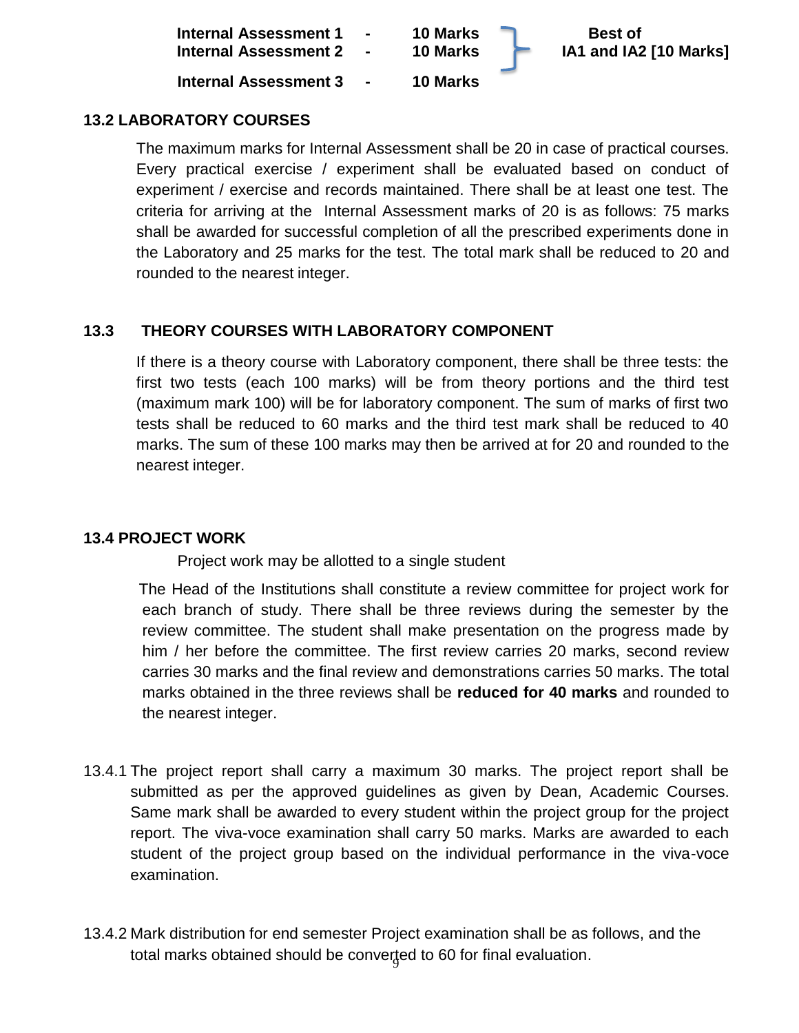| | | | |
|---|---|---|---|
| **Internal Assessment 1** | **-** | **10 Marks** | **Best of IA1 and IA2 [10 Marks]** |
| **Internal Assessment 2** | **-** | **10 Marks** | |
| **Internal Assessment 3** | **-** | **10 Marks** | |

**13.2 LABORATORY COURSES**

The maximum marks for Internal Assessment shall be 20 in case of practical courses. Every practical exercise / experiment shall be evaluated based on conduct of experiment / exercise and records maintained. There shall be at least one test. The criteria for arriving at the Internal Assessment marks of 20 is as follows: 75 marks shall be awarded for successful completion of all the prescribed experiments done in the Laboratory and 25 marks for the test. The total mark shall be reduced to 20 and rounded to the nearest integer.

**13.3 THEORY COURSES WITH LABORATORY COMPONENT**

If there is a theory course with Laboratory component, there shall be three tests: the first two tests (each 100 marks) will be from theory portions and the third test (maximum mark 100) will be for laboratory component. The sum of marks of first two tests shall be reduced to 60 marks and the third test mark shall be reduced to 40 marks. The sum of these 100 marks may then be arrived at for 20 and rounded to the nearest integer.

**13.4 PROJECT WORK**

Project work may be allotted to a single student

The Head of the Institutions shall constitute a review committee for project work for each branch of study. There shall be three reviews during the semester by the review committee. The student shall make presentation on the progress made by him / her before the committee. The first review carries 20 marks, second review carries 30 marks and the final review and demonstrations carries 50 marks. The total marks obtained in the three reviews shall be **reduced for 40 marks** and rounded to the nearest integer.

13.4.1 The project report shall carry a maximum 30 marks. The project report shall be submitted as per the approved guidelines as given by Dean, Academic Courses. Same mark shall be awarded to every student within the project group for the project report. The viva-voce examination shall carry 50 marks. Marks are awarded to each student of the project group based on the individual performance in the viva-voce examination.

13.4.2 Mark distribution for end semester Project examination shall be as follows, and the total marks obtained should be converted to 60 for final evaluation.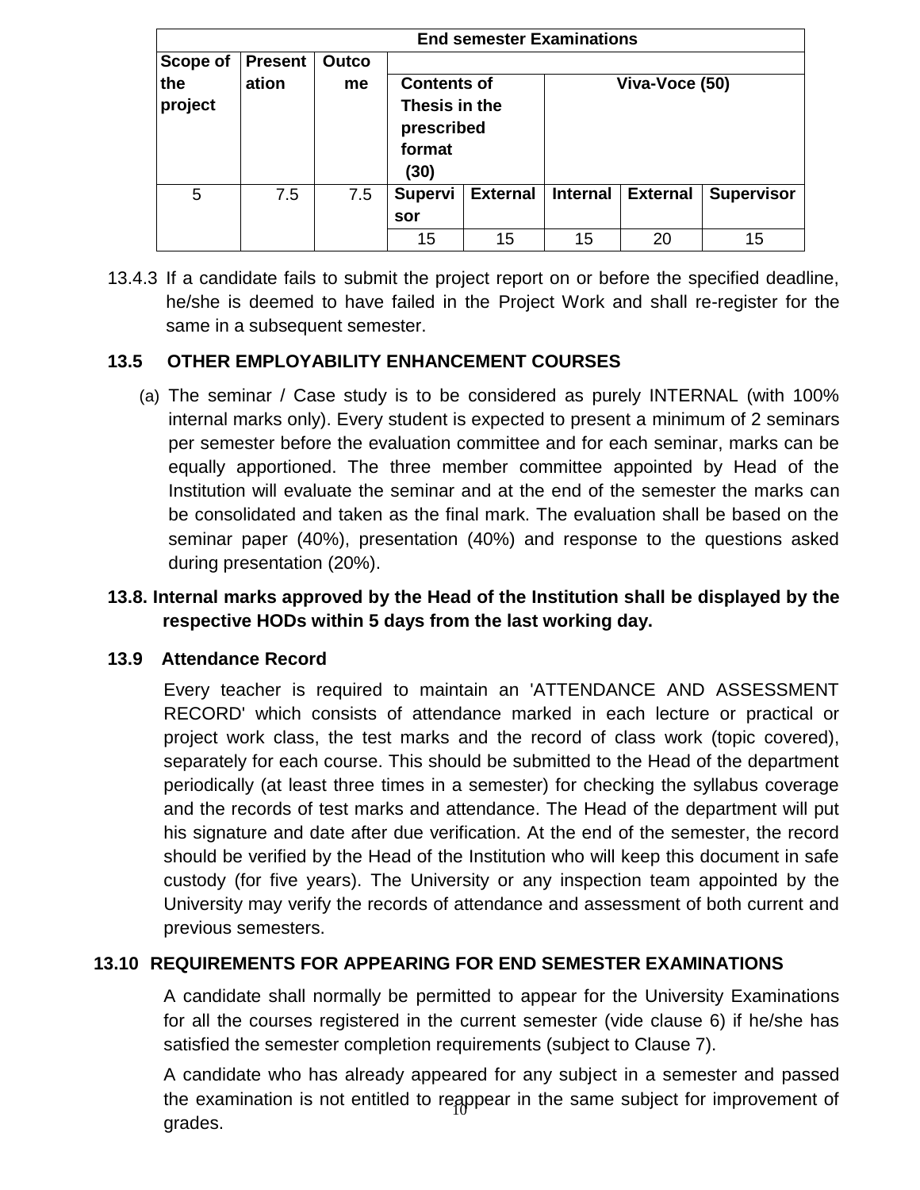| End semester Examinations | | | | | | | |
|---|---|---|---|---|---|---|---|
| Scope of the project | Presentation | Outcome | Contents of Thesis in the prescribed format (30) | | Viva-Voce (50) | | |
| | | | Supervisor | External | Internal | External | Supervisor |
| 5 | 7.5 | 7.5 | 15 | 15 | 15 | 20 | 15 |

13.4.3 If a candidate fails to submit the project report on or before the specified deadline, he/she is deemed to have failed in the Project Work and shall re-register for the same in a subsequent semester.

### 13.5 OTHER EMPLOYABILITY ENHANCEMENT COURSES

(a) The seminar / Case study is to be considered as purely INTERNAL (with 100% internal marks only). Every student is expected to present a minimum of 2 seminars per semester before the evaluation committee and for each seminar, marks can be equally apportioned. The three member committee appointed by Head of the Institution will evaluate the seminar and at the end of the semester the marks can be consolidated and taken as the final mark. The evaluation shall be based on the seminar paper (40%), presentation (40%) and response to the questions asked during presentation (20%).

**13.8. Internal marks approved by the Head of the Institution shall be displayed by the respective HODs within 5 days from the last working day.**

### 13.9 Attendance Record

Every teacher is required to maintain an 'ATTENDANCE AND ASSESSMENT RECORD' which consists of attendance marked in each lecture or practical or project work class, the test marks and the record of class work (topic covered), separately for each course. This should be submitted to the Head of the department periodically (at least three times in a semester) for checking the syllabus coverage and the records of test marks and attendance. The Head of the department will put his signature and date after due verification. At the end of the semester, the record should be verified by the Head of the Institution who will keep this document in safe custody (for five years). The University or any inspection team appointed by the University may verify the records of attendance and assessment of both current and previous semesters.

### 13.10 REQUIREMENTS FOR APPEARING FOR END SEMESTER EXAMINATIONS

A candidate shall normally be permitted to appear for the University Examinations for all the courses registered in the current semester (vide clause 6) if he/she has satisfied the semester completion requirements (subject to Clause 7).

A candidate who has already appeared for any subject in a semester and passed the examination is not entitled to reappear in the same subject for improvement of grades.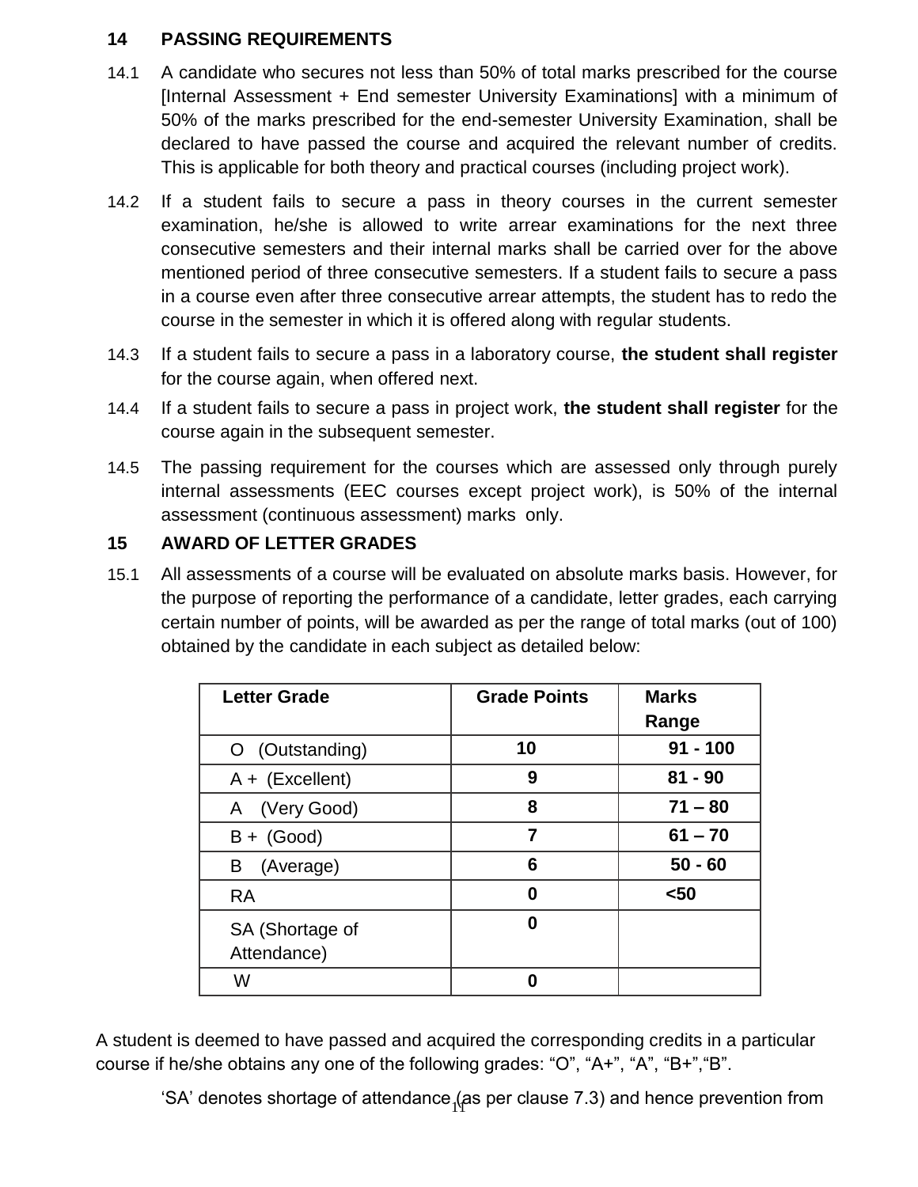## 14 PASSING REQUIREMENTS

14.1 A candidate who secures not less than 50% of total marks prescribed for the course [Internal Assessment + End semester University Examinations] with a minimum of 50% of the marks prescribed for the end-semester University Examination, shall be declared to have passed the course and acquired the relevant number of credits. This is applicable for both theory and practical courses (including project work).

14.2 If a student fails to secure a pass in theory courses in the current semester examination, he/she is allowed to write arrear examinations for the next three consecutive semesters and their internal marks shall be carried over for the above mentioned period of three consecutive semesters. If a student fails to secure a pass in a course even after three consecutive arrear attempts, the student has to redo the course in the semester in which it is offered along with regular students.

14.3 If a student fails to secure a pass in a laboratory course, **the student shall register** for the course again, when offered next.

14.4 If a student fails to secure a pass in project work, **the student shall register** for the course again in the subsequent semester.

14.5 The passing requirement for the courses which are assessed only through purely internal assessments (EEC courses except project work), is 50% of the internal assessment (continuous assessment) marks only.

## 15 AWARD OF LETTER GRADES

15.1 All assessments of a course will be evaluated on absolute marks basis. However, for the purpose of reporting the performance of a candidate, letter grades, each carrying certain number of points, will be awarded as per the range of total marks (out of 100) obtained by the candidate in each subject as detailed below:

| Letter Grade | Grade Points | Marks Range |
|---|---|---|
| O (Outstanding) | 10 | 91 - 100 |
| A + (Excellent) | 9 | 81 - 90 |
| A (Very Good) | 8 | 71 – 80 |
| B + (Good) | 7 | 61 – 70 |
| B (Average) | 6 | 50 - 60 |
| RA | 0 | <50 |
| SA (Shortage of Attendance) | 0 | |
| W | 0 | |

A student is deemed to have passed and acquired the corresponding credits in a particular course if he/she obtains any one of the following grades: "O", "A+", "A", "B+","B".

'SA' denotes shortage of attendance (as per clause 7.3) and hence prevention from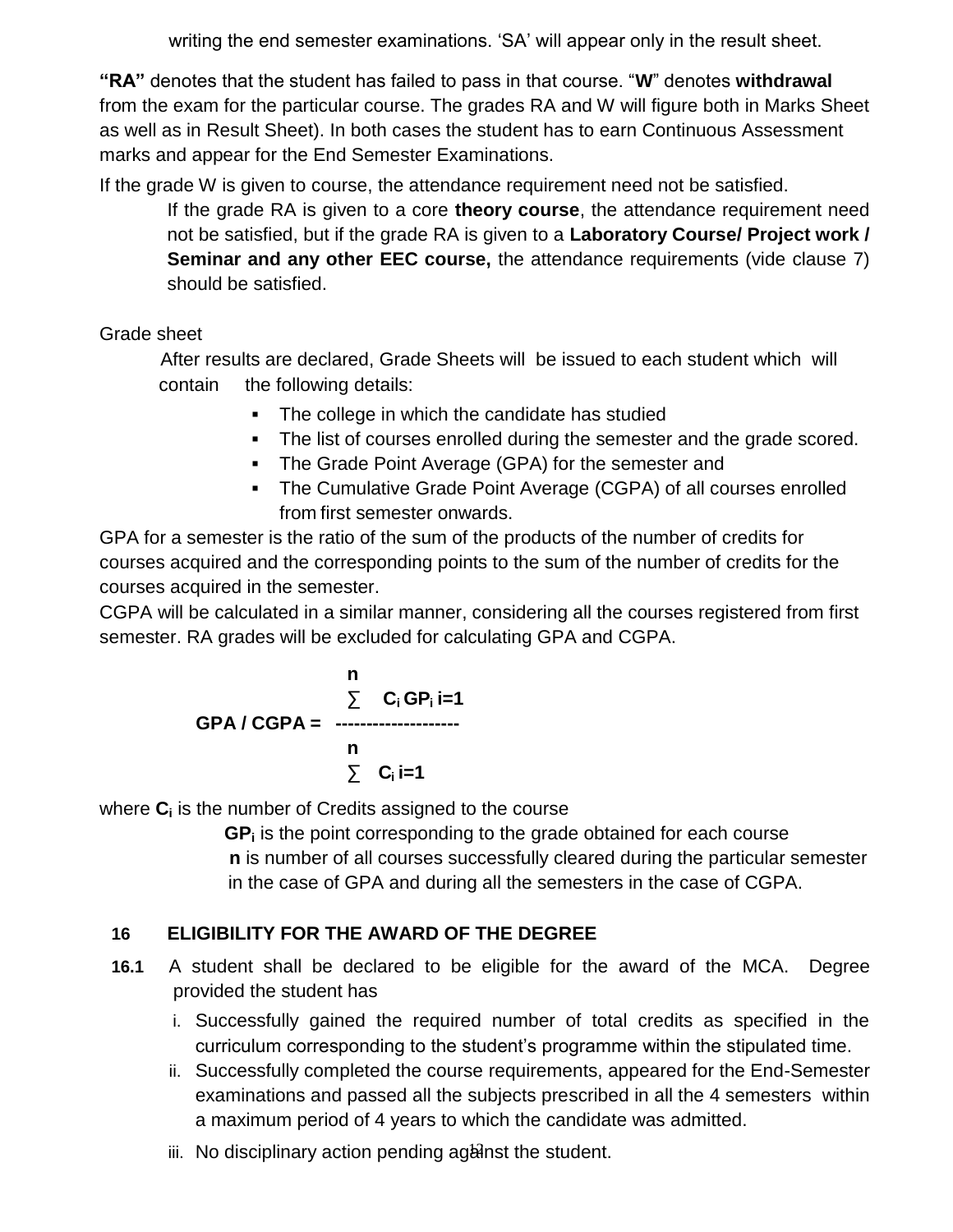writing the end semester examinations. 'SA' will appear only in the result sheet.

**"RA"** denotes that the student has failed to pass in that course. "**W**" denotes **withdrawal** from the exam for the particular course. The grades RA and W will figure both in Marks Sheet as well as in Result Sheet). In both cases the student has to earn Continuous Assessment marks and appear for the End Semester Examinations.

If the grade W is given to course, the attendance requirement need not be satisfied.

If the grade RA is given to a core **theory course**, the attendance requirement need not be satisfied, but if the grade RA is given to a **Laboratory Course/ Project work / Seminar and any other EEC course,** the attendance requirements (vide clause 7) should be satisfied.

Grade sheet

After results are declared, Grade Sheets will be issued to each student which will contain the following details:

- The college in which the candidate has studied
- The list of courses enrolled during the semester and the grade scored.
- The Grade Point Average (GPA) for the semester and
- The Cumulative Grade Point Average (CGPA) of all courses enrolled from first semester onwards.

GPA for a semester is the ratio of the sum of the products of the number of credits for courses acquired and the corresponding points to the sum of the number of credits for the courses acquired in the semester.

CGPA will be calculated in a similar manner, considering all the courses registered from first semester. RA grades will be excluded for calculating GPA and CGPA.

$$\textbf{GPA / CGPA} = \frac{\sum_{i=1}^{n} C_i \, GP_i}{\sum_{i=1}^{n} C_i}$$

where $C_i$ is the number of Credits assigned to the course

$GP_i$ is the point corresponding to the grade obtained for each course

**n** is number of all courses successfully cleared during the particular semester in the case of GPA and during all the semesters in the case of CGPA.

## 16 ELIGIBILITY FOR THE AWARD OF THE DEGREE

**16.1** A student shall be declared to be eligible for the award of the MCA. Degree provided the student has

i. Successfully gained the required number of total credits as specified in the curriculum corresponding to the student's programme within the stipulated time.

ii. Successfully completed the course requirements, appeared for the End-Semester examinations and passed all the subjects prescribed in all the 4 semesters within a maximum period of 4 years to which the candidate was admitted.

iii. No disciplinary action pending against the student.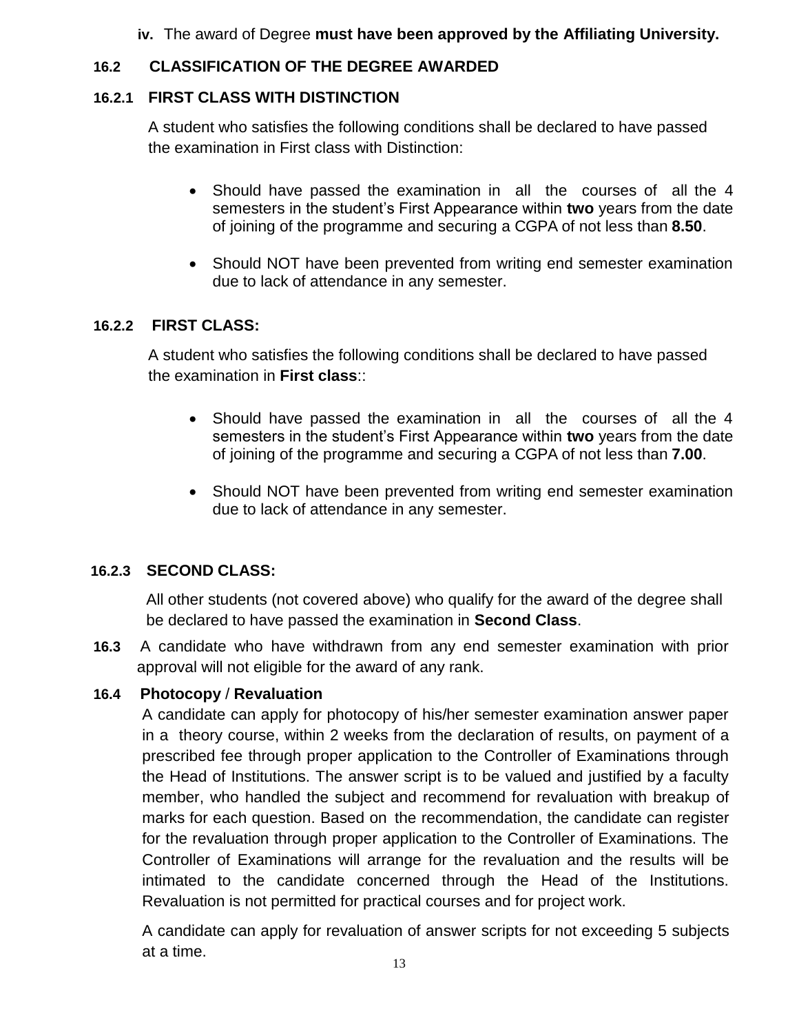**iv.** The award of Degree **must have been approved by the Affiliating University.**

## 16.2 CLASSIFICATION OF THE DEGREE AWARDED

### 16.2.1 FIRST CLASS WITH DISTINCTION

A student who satisfies the following conditions shall be declared to have passed the examination in First class with Distinction:

- Should have passed the examination in all the courses of all the 4 semesters in the student's First Appearance within **two** years from the date of joining of the programme and securing a CGPA of not less than **8.50**.
- Should NOT have been prevented from writing end semester examination due to lack of attendance in any semester.

### 16.2.2 FIRST CLASS:

A student who satisfies the following conditions shall be declared to have passed the examination in **First class**::

- Should have passed the examination in all the courses of all the 4 semesters in the student's First Appearance within **two** years from the date of joining of the programme and securing a CGPA of not less than **7.00**.
- Should NOT have been prevented from writing end semester examination due to lack of attendance in any semester.

### 16.2.3 SECOND CLASS:

All other students (not covered above) who qualify for the award of the degree shall be declared to have passed the examination in **Second Class**.

**16.3** A candidate who have withdrawn from any end semester examination with prior approval will not eligible for the award of any rank.

## 16.4 Photocopy / Revaluation

A candidate can apply for photocopy of his/her semester examination answer paper in a theory course, within 2 weeks from the declaration of results, on payment of a prescribed fee through proper application to the Controller of Examinations through the Head of Institutions. The answer script is to be valued and justified by a faculty member, who handled the subject and recommend for revaluation with breakup of marks for each question. Based on the recommendation, the candidate can register for the revaluation through proper application to the Controller of Examinations. The Controller of Examinations will arrange for the revaluation and the results will be intimated to the candidate concerned through the Head of the Institutions. Revaluation is not permitted for practical courses and for project work.

A candidate can apply for revaluation of answer scripts for not exceeding 5 subjects at a time.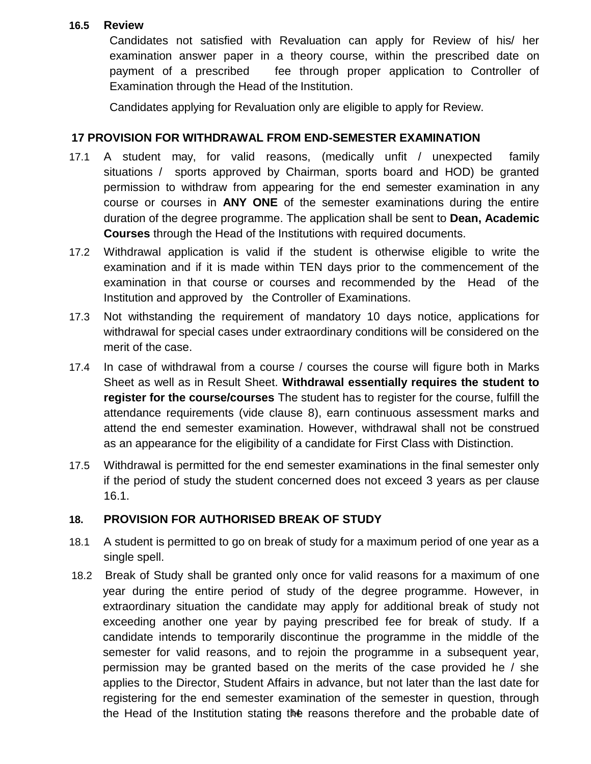### 16.5 Review

Candidates not satisfied with Revaluation can apply for Review of his/ her examination answer paper in a theory course, within the prescribed date on payment of a prescribed fee through proper application to Controller of Examination through the Head of the Institution.

Candidates applying for Revaluation only are eligible to apply for Review.

## 17 PROVISION FOR WITHDRAWAL FROM END-SEMESTER EXAMINATION

17.1 A student may, for valid reasons, (medically unfit / unexpected family situations / sports approved by Chairman, sports board and HOD) be granted permission to withdraw from appearing for the end semester examination in any course or courses in **ANY ONE** of the semester examinations during the entire duration of the degree programme. The application shall be sent to **Dean, Academic Courses** through the Head of the Institutions with required documents.

17.2 Withdrawal application is valid if the student is otherwise eligible to write the examination and if it is made within TEN days prior to the commencement of the examination in that course or courses and recommended by the Head of the Institution and approved by the Controller of Examinations.

17.3 Not withstanding the requirement of mandatory 10 days notice, applications for withdrawal for special cases under extraordinary conditions will be considered on the merit of the case.

17.4 In case of withdrawal from a course / courses the course will figure both in Marks Sheet as well as in Result Sheet. **Withdrawal essentially requires the student to register for the course/courses** The student has to register for the course, fulfill the attendance requirements (vide clause 8), earn continuous assessment marks and attend the end semester examination. However, withdrawal shall not be construed as an appearance for the eligibility of a candidate for First Class with Distinction.

17.5 Withdrawal is permitted for the end semester examinations in the final semester only if the period of study the student concerned does not exceed 3 years as per clause 16.1.

## 18. PROVISION FOR AUTHORISED BREAK OF STUDY

18.1 A student is permitted to go on break of study for a maximum period of one year as a single spell.

18.2 Break of Study shall be granted only once for valid reasons for a maximum of one year during the entire period of study of the degree programme. However, in extraordinary situation the candidate may apply for additional break of study not exceeding another one year by paying prescribed fee for break of study. If a candidate intends to temporarily discontinue the programme in the middle of the semester for valid reasons, and to rejoin the programme in a subsequent year, permission may be granted based on the merits of the case provided he / she applies to the Director, Student Affairs in advance, but not later than the last date for registering for the end semester examination of the semester in question, through the Head of the Institution stating the reasons therefore and the probable date of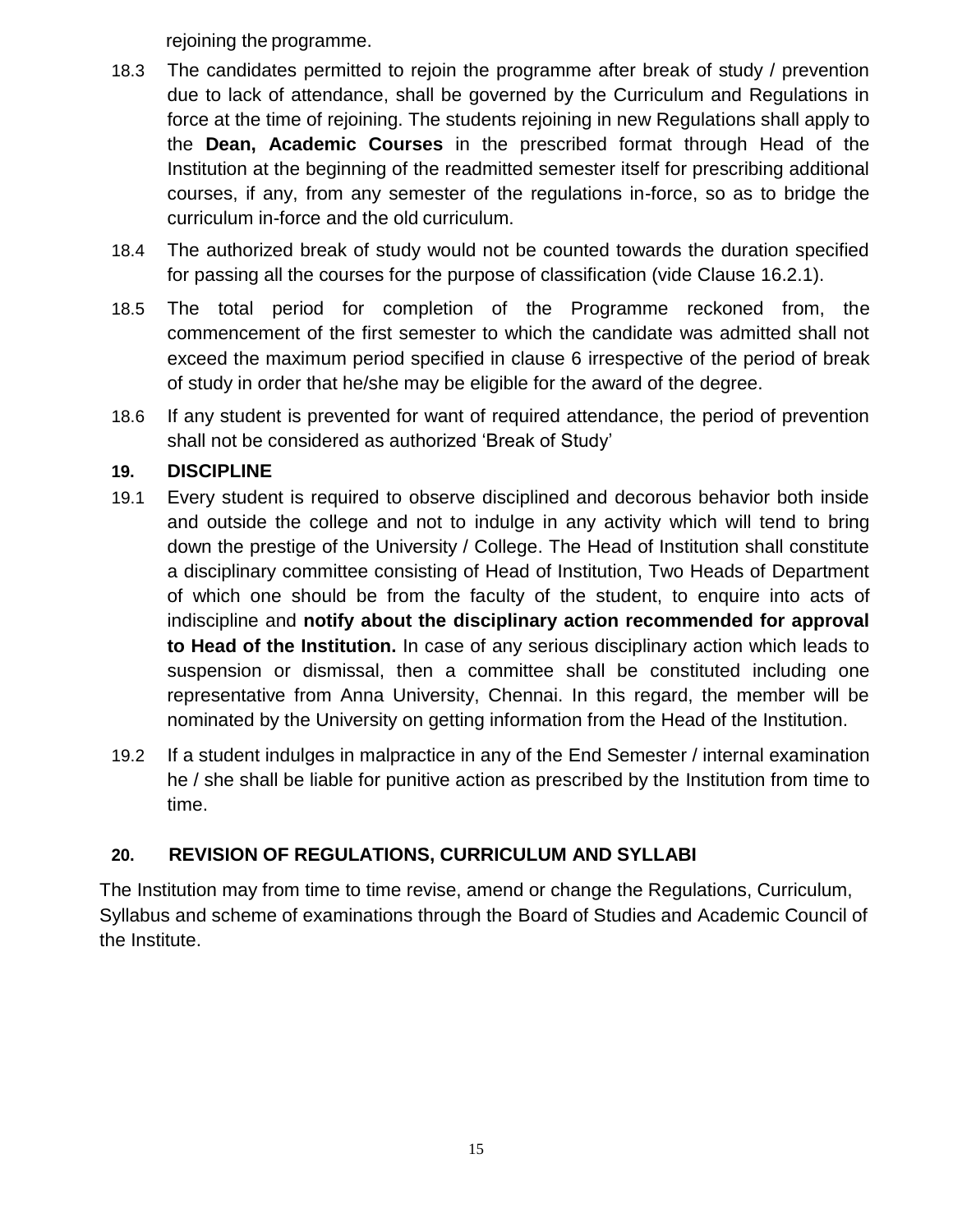rejoining the programme.

18.3 The candidates permitted to rejoin the programme after break of study / prevention due to lack of attendance, shall be governed by the Curriculum and Regulations in force at the time of rejoining. The students rejoining in new Regulations shall apply to the **Dean, Academic Courses** in the prescribed format through Head of the Institution at the beginning of the readmitted semester itself for prescribing additional courses, if any, from any semester of the regulations in-force, so as to bridge the curriculum in-force and the old curriculum.

18.4 The authorized break of study would not be counted towards the duration specified for passing all the courses for the purpose of classification (vide Clause 16.2.1).

18.5 The total period for completion of the Programme reckoned from, the commencement of the first semester to which the candidate was admitted shall not exceed the maximum period specified in clause 6 irrespective of the period of break of study in order that he/she may be eligible for the award of the degree.

18.6 If any student is prevented for want of required attendance, the period of prevention shall not be considered as authorized 'Break of Study'

## 19. DISCIPLINE

19.1 Every student is required to observe disciplined and decorous behavior both inside and outside the college and not to indulge in any activity which will tend to bring down the prestige of the University / College. The Head of Institution shall constitute a disciplinary committee consisting of Head of Institution, Two Heads of Department of which one should be from the faculty of the student, to enquire into acts of indiscipline and **notify about the disciplinary action recommended for approval to Head of the Institution.** In case of any serious disciplinary action which leads to suspension or dismissal, then a committee shall be constituted including one representative from Anna University, Chennai. In this regard, the member will be nominated by the University on getting information from the Head of the Institution.

19.2 If a student indulges in malpractice in any of the End Semester / internal examination he / she shall be liable for punitive action as prescribed by the Institution from time to time.

## 20. REVISION OF REGULATIONS, CURRICULUM AND SYLLABI

The Institution may from time to time revise, amend or change the Regulations, Curriculum, Syllabus and scheme of examinations through the Board of Studies and Academic Council of the Institute.